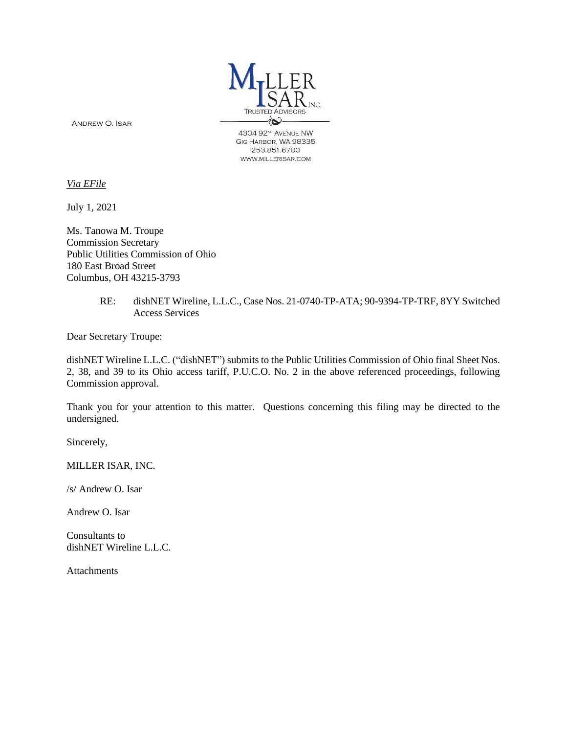Andrew O. Isar

MILLER ISAR INC.
TRUSTED ADVISORS

4304 92[ND] Avenue NW
Gig Harbor, WA 98335
253.851.6700
WWW.MILLERISAR.COM

*Via EFile*

July 1, 2021

Ms. Tanowa M. Troupe
Commission Secretary
Public Utilities Commission of Ohio
180 East Broad Street
Columbus, OH 43215-3793

RE: dishNET Wireline, L.L.C., Case Nos. 21-0740-TP-ATA; 90-9394-TP-TRF, 8YY Switched Access Services

Dear Secretary Troupe:

dishNET Wireline L.L.C. ("dishNET") submits to the Public Utilities Commission of Ohio final Sheet Nos. 2, 38, and 39 to its Ohio access tariff, P.U.C.O. No. 2 in the above referenced proceedings, following Commission approval.

Thank you for your attention to this matter. Questions concerning this filing may be directed to the undersigned.

Sincerely,

MILLER ISAR, INC.

/s/ Andrew O. Isar

Andrew O. Isar

Consultants to
dishNET Wireline L.L.C.

Attachments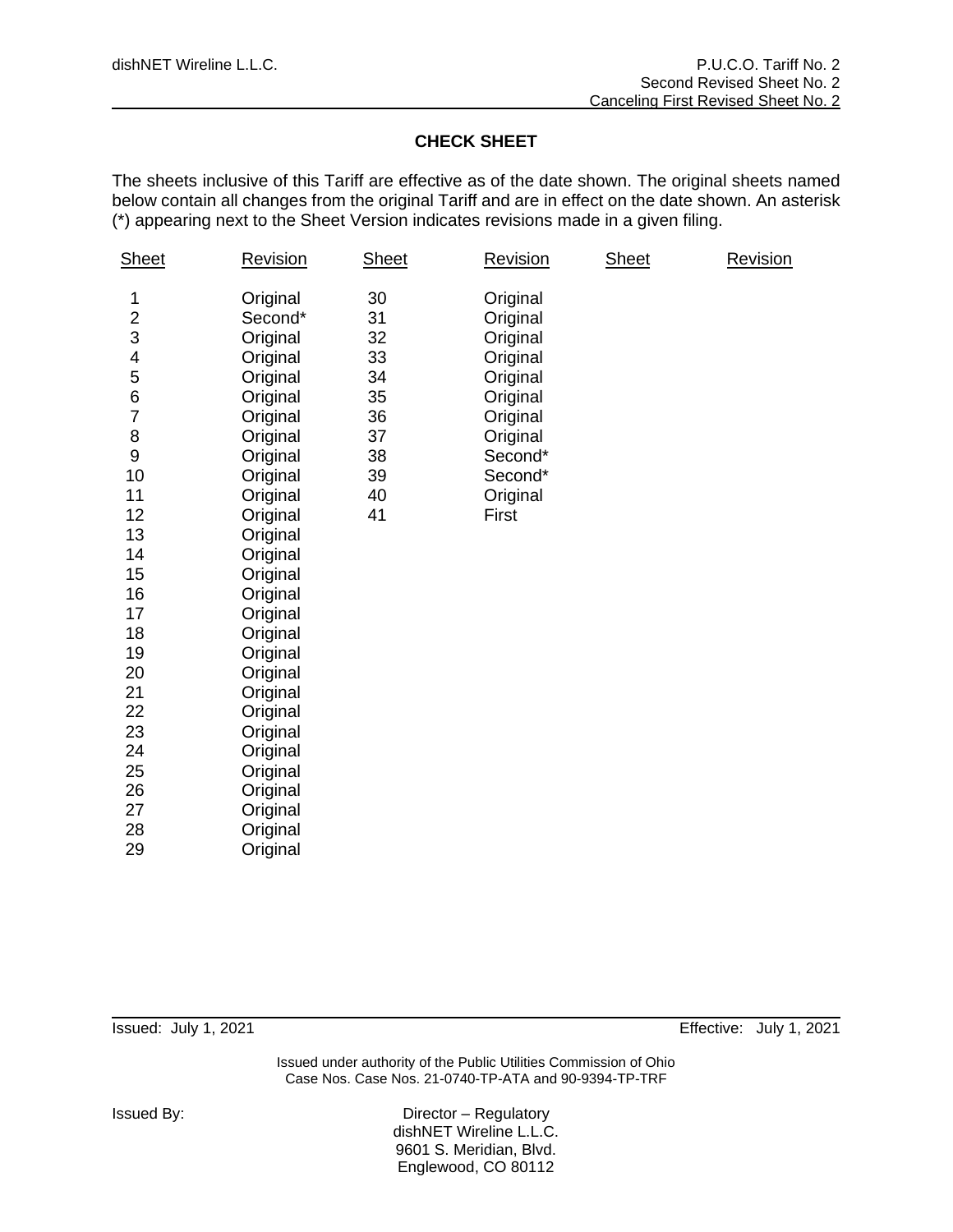## CHECK SHEET

The sheets inclusive of this Tariff are effective as of the date shown. The original sheets named below contain all changes from the original Tariff and are in effect on the date shown. An asterisk (*) appearing next to the Sheet Version indicates revisions made in a given filing.

| Sheet | Revision | Sheet | Revision | Sheet | Revision |
|---|---|---|---|---|---|
| 1 | Original | 30 | Original | | |
| 2 | Second* | 31 | Original | | |
| 3 | Original | 32 | Original | | |
| 4 | Original | 33 | Original | | |
| 5 | Original | 34 | Original | | |
| 6 | Original | 35 | Original | | |
| 7 | Original | 36 | Original | | |
| 8 | Original | 37 | Original | | |
| 9 | Original | 38 | Second* | | |
| 10 | Original | 39 | Second* | | |
| 11 | Original | 40 | Original | | |
| 12 | Original | 41 | First | | |
| 13 | Original | | | | |
| 14 | Original | | | | |
| 15 | Original | | | | |
| 16 | Original | | | | |
| 17 | Original | | | | |
| 18 | Original | | | | |
| 19 | Original | | | | |
| 20 | Original | | | | |
| 21 | Original | | | | |
| 22 | Original | | | | |
| 23 | Original | | | | |
| 24 | Original | | | | |
| 25 | Original | | | | |
| 26 | Original | | | | |
| 27 | Original | | | | |
| 28 | Original | | | | |
| 29 | Original | | | | |

Issued: July 1, 2021 Effective: July 1, 2021

Issued under authority of the Public Utilities Commission of Ohio
Case Nos. Case Nos. 21-0740-TP-ATA and 90-9394-TP-TRF

Issued By:

Director – Regulatory
dishNET Wireline L.L.C.
9601 S. Meridian, Blvd.
Englewood, CO 80112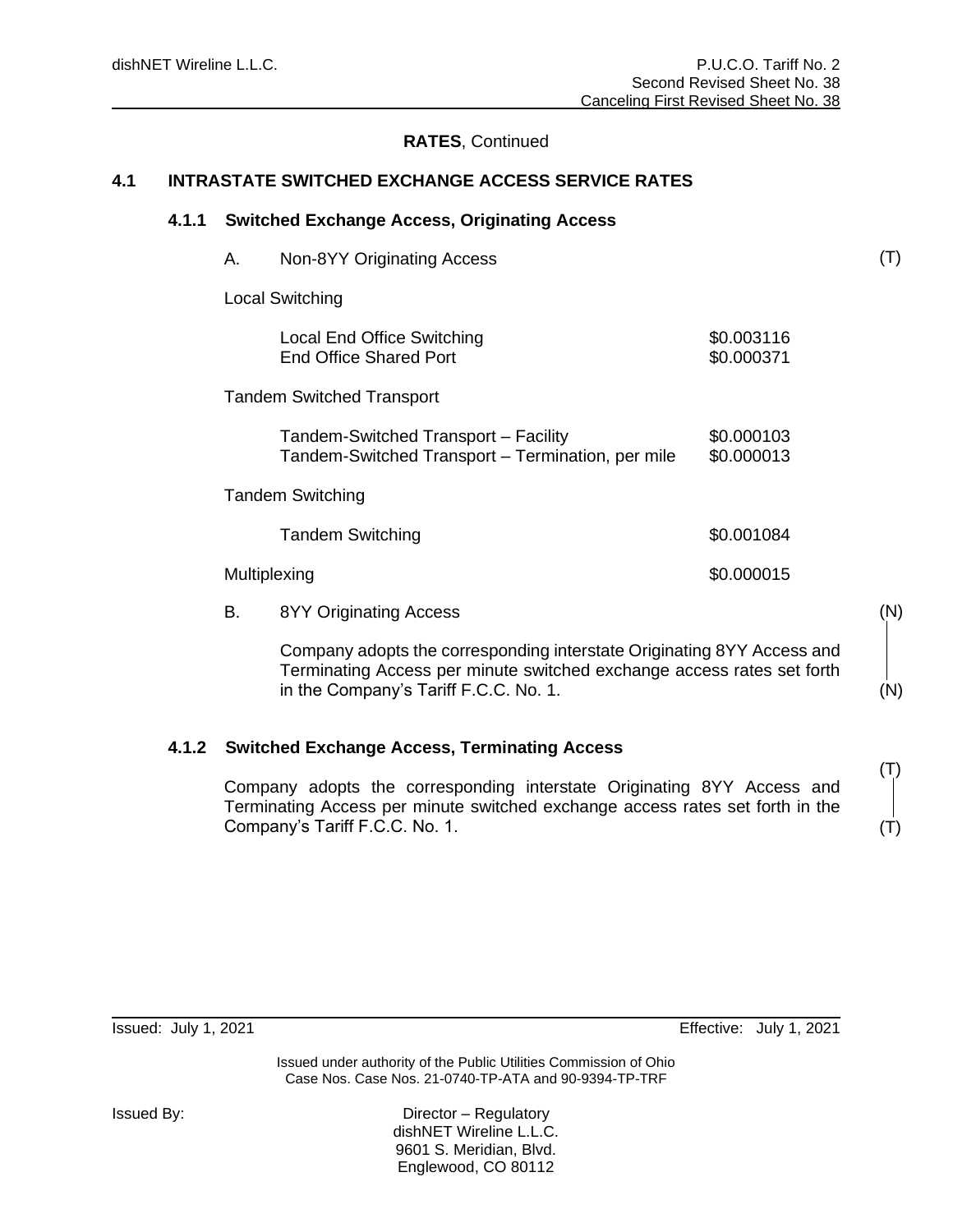dishNET Wireline L.L.C.

P.U.C.O. Tariff No. 2
Second Revised Sheet No. 38
Canceling First Revised Sheet No. 38

**RATES**, Continued

## 4.1 INTRASTATE SWITCHED EXCHANGE ACCESS SERVICE RATES

### 4.1.1 Switched Exchange Access, Originating Access

A. Non-8YY Originating Access (T)

Local Switching

| | |
|---|---|
| Local End Office Switching | $0.003116 |
| End Office Shared Port | $0.000371 |

Tandem Switched Transport

| | |
|---|---|
| Tandem-Switched Transport – Facility | $0.000103 |
| Tandem-Switched Transport – Termination, per mile | $0.000013 |

Tandem Switching

| | |
|---|---|
| Tandem Switching | $0.001084 |

| | |
|---|---|
| Multiplexing | $0.000015 |

B. 8YY Originating Access (N)

Company adopts the corresponding interstate Originating 8YY Access and Terminating Access per minute switched exchange access rates set forth in the Company's Tariff F.C.C. No. 1. (N)

### 4.1.2 Switched Exchange Access, Terminating Access

(T)

Company adopts the corresponding interstate Originating 8YY Access and Terminating Access per minute switched exchange access rates set forth in the Company's Tariff F.C.C. No. 1. (T)

Issued: July 1, 2021 Effective: July 1, 2021

Issued under authority of the Public Utilities Commission of Ohio
Case Nos. Case Nos. 21-0740-TP-ATA and 90-9394-TP-TRF

Issued By: Director – Regulatory
dishNET Wireline L.L.C.
9601 S. Meridian, Blvd.
Englewood, CO 80112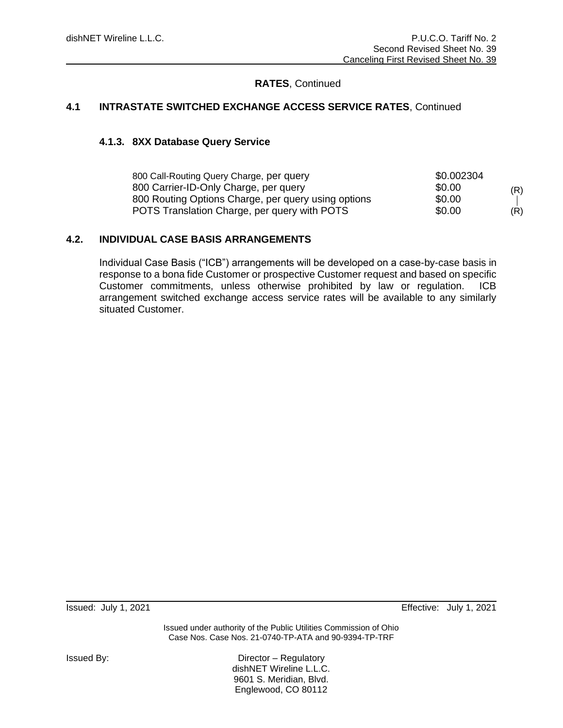## RATES, Continued

### 4.1 INTRASTATE SWITCHED EXCHANGE ACCESS SERVICE RATES, Continued

#### 4.1.3. 8XX Database Query Service

| | | |
|---|---|---|
| 800 Call-Routing Query Charge, per query | $0.002304 | |
| 800 Carrier-ID-Only Charge, per query | $0.00 | (R) |
| 800 Routing Options Charge, per query using options | $0.00 | \| |
| POTS Translation Charge, per query with POTS | $0.00 | (R) |

### 4.2. INDIVIDUAL CASE BASIS ARRANGEMENTS

Individual Case Basis ("ICB") arrangements will be developed on a case-by-case basis in response to a bona fide Customer or prospective Customer request and based on specific Customer commitments, unless otherwise prohibited by law or regulation. ICB arrangement switched exchange access service rates will be available to any similarly situated Customer.

Issued: July 1, 2021 Effective: July 1, 2021

Issued under authority of the Public Utilities Commission of Ohio
Case Nos. Case Nos. 21-0740-TP-ATA and 90-9394-TP-TRF

Issued By:

Director – Regulatory
dishNET Wireline L.L.C.
9601 S. Meridian, Blvd.
Englewood, CO 80112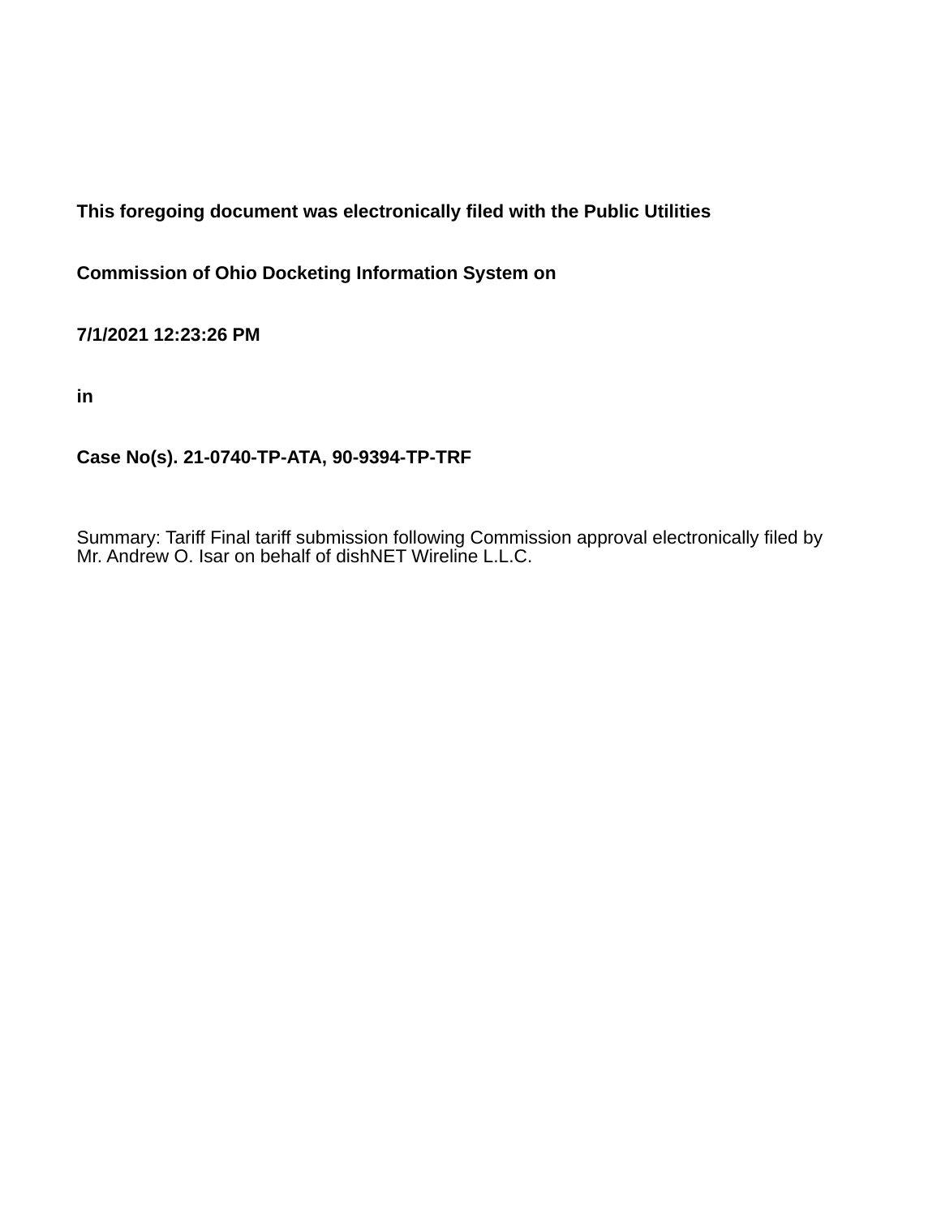**This foregoing document was electronically filed with the Public Utilities**

**Commission of Ohio Docketing Information System on**

**7/1/2021 12:23:26 PM**

**in**

**Case No(s). 21-0740-TP-ATA, 90-9394-TP-TRF**

Summary: Tariff Final tariff submission following Commission approval electronically filed by Mr. Andrew O. Isar on behalf of dishNET Wireline L.L.C.